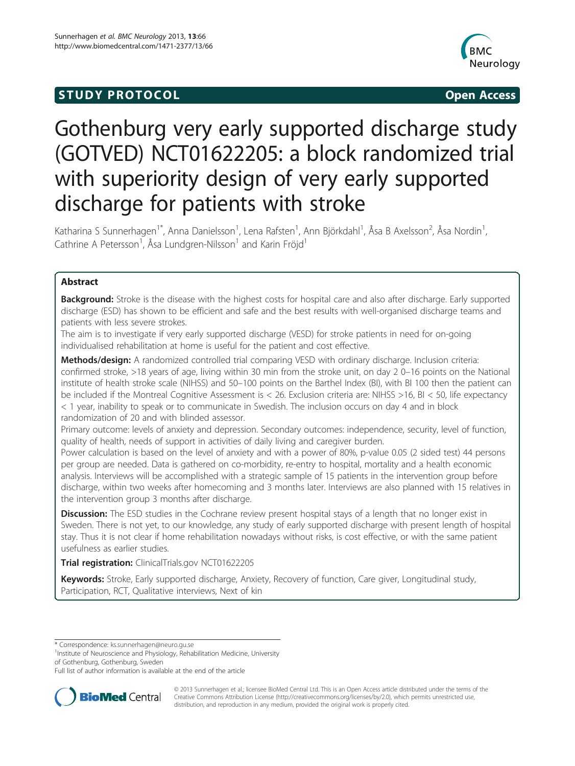STUDY PROTOCOL Open Access

# Gothenburg very early supported discharge study (GOTVED) NCT01622205: a block randomized trial with superiority design of very early supported discharge for patients with stroke

Katharina S Sunnerhagen[1*], Anna Danielsson[1], Lena Rafsten[1], Ann Björkdahl[1], Åsa B Axelsson[2], Åsa Nordin[1], Cathrine A Petersson[1], Åsa Lundgren-Nilsson[1] and Karin Fröjd[1]

## Abstract

**Background:** Stroke is the disease with the highest costs for hospital care and also after discharge. Early supported discharge (ESD) has shown to be efficient and safe and the best results with well-organised discharge teams and patients with less severe strokes.

The aim is to investigate if very early supported discharge (VESD) for stroke patients in need for on-going individualised rehabilitation at home is useful for the patient and cost effective.

**Methods/design:** A randomized controlled trial comparing VESD with ordinary discharge. Inclusion criteria: confirmed stroke, >18 years of age, living within 30 min from the stroke unit, on day 2 0–16 points on the National institute of health stroke scale (NIHSS) and 50–100 points on the Barthel Index (BI), with BI 100 then the patient can be included if the Montreal Cognitive Assessment is < 26. Exclusion criteria are: NIHSS >16, BI < 50, life expectancy < 1 year, inability to speak or to communicate in Swedish. The inclusion occurs on day 4 and in block randomization of 20 and with blinded assessor.

Primary outcome: levels of anxiety and depression. Secondary outcomes: independence, security, level of function, quality of health, needs of support in activities of daily living and caregiver burden.

Power calculation is based on the level of anxiety and with a power of 80%, p-value 0.05 (2 sided test) 44 persons per group are needed. Data is gathered on co-morbidity, re-entry to hospital, mortality and a health economic analysis. Interviews will be accomplished with a strategic sample of 15 patients in the intervention group before discharge, within two weeks after homecoming and 3 months later. Interviews are also planned with 15 relatives in the intervention group 3 months after discharge.

**Discussion:** The ESD studies in the Cochrane review present hospital stays of a length that no longer exist in Sweden. There is not yet, to our knowledge, any study of early supported discharge with present length of hospital stay. Thus it is not clear if home rehabilitation nowadays without risks, is cost effective, or with the same patient usefulness as earlier studies.

**Trial registration:** ClinicalTrials.gov NCT01622205

**Keywords:** Stroke, Early supported discharge, Anxiety, Recovery of function, Care giver, Longitudinal study, Participation, RCT, Qualitative interviews, Next of kin

\* Correspondence: ks.sunnerhagen@neuro.gu.se

[1]Institute of Neuroscience and Physiology, Rehabilitation Medicine, University of Gothenburg, Gothenburg, Sweden

Full list of author information is available at the end of the article

© 2013 Sunnerhagen et al.; licensee BioMed Central Ltd. This is an Open Access article distributed under the terms of the Creative Commons Attribution License (http://creativecommons.org/licenses/by/2.0), which permits unrestricted use, distribution, and reproduction in any medium, provided the original work is properly cited.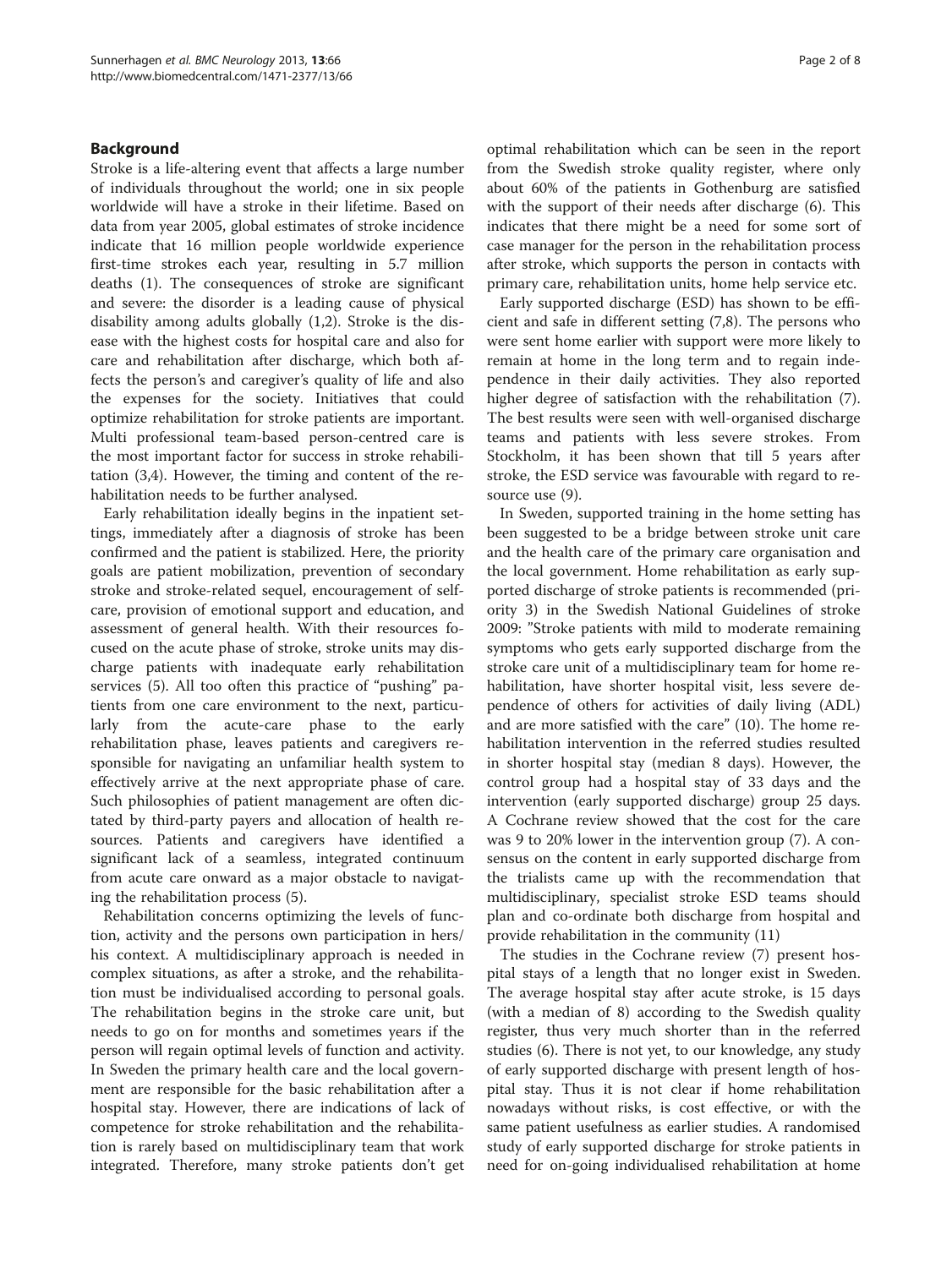## Background

Stroke is a life-altering event that affects a large number of individuals throughout the world; one in six people worldwide will have a stroke in their lifetime. Based on data from year 2005, global estimates of stroke incidence indicate that 16 million people worldwide experience first-time strokes each year, resulting in 5.7 million deaths (1). The consequences of stroke are significant and severe: the disorder is a leading cause of physical disability among adults globally (1,2). Stroke is the disease with the highest costs for hospital care and also for care and rehabilitation after discharge, which both affects the person's and caregiver's quality of life and also the expenses for the society. Initiatives that could optimize rehabilitation for stroke patients are important. Multi professional team-based person-centred care is the most important factor for success in stroke rehabilitation (3,4). However, the timing and content of the rehabilitation needs to be further analysed.

Early rehabilitation ideally begins in the inpatient settings, immediately after a diagnosis of stroke has been confirmed and the patient is stabilized. Here, the priority goals are patient mobilization, prevention of secondary stroke and stroke-related sequel, encouragement of self-care, provision of emotional support and education, and assessment of general health. With their resources focused on the acute phase of stroke, stroke units may discharge patients with inadequate early rehabilitation services (5). All too often this practice of "pushing" patients from one care environment to the next, particularly from the acute-care phase to the early rehabilitation phase, leaves patients and caregivers responsible for navigating an unfamiliar health system to effectively arrive at the next appropriate phase of care. Such philosophies of patient management are often dictated by third-party payers and allocation of health resources. Patients and caregivers have identified a significant lack of a seamless, integrated continuum from acute care onward as a major obstacle to navigating the rehabilitation process (5).

Rehabilitation concerns optimizing the levels of function, activity and the persons own participation in hers/his context. A multidisciplinary approach is needed in complex situations, as after a stroke, and the rehabilitation must be individualised according to personal goals. The rehabilitation begins in the stroke care unit, but needs to go on for months and sometimes years if the person will regain optimal levels of function and activity. In Sweden the primary health care and the local government are responsible for the basic rehabilitation after a hospital stay. However, there are indications of lack of competence for stroke rehabilitation and the rehabilitation is rarely based on multidisciplinary team that work integrated. Therefore, many stroke patients don't get optimal rehabilitation which can be seen in the report from the Swedish stroke quality register, where only about 60% of the patients in Gothenburg are satisfied with the support of their needs after discharge (6). This indicates that there might be a need for some sort of case manager for the person in the rehabilitation process after stroke, which supports the person in contacts with primary care, rehabilitation units, home help service etc.

Early supported discharge (ESD) has shown to be efficient and safe in different setting (7,8). The persons who were sent home earlier with support were more likely to remain at home in the long term and to regain independence in their daily activities. They also reported higher degree of satisfaction with the rehabilitation (7). The best results were seen with well-organised discharge teams and patients with less severe strokes. From Stockholm, it has been shown that till 5 years after stroke, the ESD service was favourable with regard to resource use (9).

In Sweden, supported training in the home setting has been suggested to be a bridge between stroke unit care and the health care of the primary care organisation and the local government. Home rehabilitation as early supported discharge of stroke patients is recommended (priority 3) in the Swedish National Guidelines of stroke 2009: "Stroke patients with mild to moderate remaining symptoms who gets early supported discharge from the stroke care unit of a multidisciplinary team for home rehabilitation, have shorter hospital visit, less severe dependence of others for activities of daily living (ADL) and are more satisfied with the care" (10). The home rehabilitation intervention in the referred studies resulted in shorter hospital stay (median 8 days). However, the control group had a hospital stay of 33 days and the intervention (early supported discharge) group 25 days. A Cochrane review showed that the cost for the care was 9 to 20% lower in the intervention group (7). A consensus on the content in early supported discharge from the trialists came up with the recommendation that multidisciplinary, specialist stroke ESD teams should plan and co-ordinate both discharge from hospital and provide rehabilitation in the community (11)

The studies in the Cochrane review (7) present hospital stays of a length that no longer exist in Sweden. The average hospital stay after acute stroke, is 15 days (with a median of 8) according to the Swedish quality register, thus very much shorter than in the referred studies (6). There is not yet, to our knowledge, any study of early supported discharge with present length of hospital stay. Thus it is not clear if home rehabilitation nowadays without risks, is cost effective, or with the same patient usefulness as earlier studies. A randomised study of early supported discharge for stroke patients in need for on-going individualised rehabilitation at home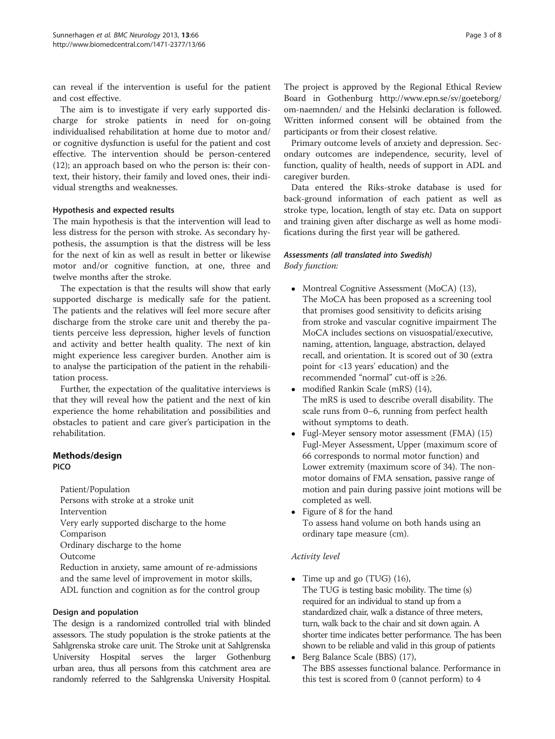can reveal if the intervention is useful for the patient and cost effective.

The aim is to investigate if very early supported discharge for stroke patients in need for on-going individualised rehabilitation at home due to motor and/or cognitive dysfunction is useful for the patient and cost effective. The intervention should be person-centered (12); an approach based on who the person is: their context, their history, their family and loved ones, their individual strengths and weaknesses.

### Hypothesis and expected results

The main hypothesis is that the intervention will lead to less distress for the person with stroke. As secondary hypothesis, the assumption is that the distress will be less for the next of kin as well as result in better or likewise motor and/or cognitive function, at one, three and twelve months after the stroke.

The expectation is that the results will show that early supported discharge is medically safe for the patient. The patients and the relatives will feel more secure after discharge from the stroke care unit and thereby the patients perceive less depression, higher levels of function and activity and better health quality. The next of kin might experience less caregiver burden. Another aim is to analyse the participation of the patient in the rehabilitation process.

Further, the expectation of the qualitative interviews is that they will reveal how the patient and the next of kin experience the home rehabilitation and possibilities and obstacles to patient and care giver's participation in the rehabilitation.

## Methods/design

### PICO

Patient/Population
Persons with stroke at a stroke unit
Intervention
Very early supported discharge to the home
Comparison
Ordinary discharge to the home
Outcome
Reduction in anxiety, same amount of re-admissions and the same level of improvement in motor skills, ADL function and cognition as for the control group

### Design and population

The design is a randomized controlled trial with blinded assessors. The study population is the stroke patients at the Sahlgrenska stroke care unit. The Stroke unit at Sahlgrenska University Hospital serves the larger Gothenburg urban area, thus all persons from this catchment area are randomly referred to the Sahlgrenska University Hospital. The project is approved by the Regional Ethical Review Board in Gothenburg http://www.epn.se/sv/goeteborg/om-naemnden/ and the Helsinki declaration is followed. Written informed consent will be obtained from the participants or from their closest relative.

Primary outcome levels of anxiety and depression. Secondary outcomes are independence, security, level of function, quality of health, needs of support in ADL and caregiver burden.

Data entered the Riks-stroke database is used for back-ground information of each patient as well as stroke type, location, length of stay etc. Data on support and training given after discharge as well as home modifications during the first year will be gathered.

#### *Assessments (all translated into Swedish)*

*Body function:*

- Montreal Cognitive Assessment (MoCA) (13),
  The MoCA has been proposed as a screening tool that promises good sensitivity to deficits arising from stroke and vascular cognitive impairment The MoCA includes sections on visuospatial/executive, naming, attention, language, abstraction, delayed recall, and orientation. It is scored out of 30 (extra point for <13 years' education) and the recommended "normal" cut-off is ≥26.
- modified Rankin Scale (mRS) (14),
  The mRS is used to describe overall disability. The scale runs from 0–6, running from perfect health without symptoms to death.
- Fugl-Meyer sensory motor assessment (FMA) (15)
  Fugl-Meyer Assessment, Upper (maximum score of 66 corresponds to normal motor function) and Lower extremity (maximum score of 34). The non-motor domains of FMA sensation, passive range of motion and pain during passive joint motions will be completed as well.
- Figure of 8 for the hand
  To assess hand volume on both hands using an ordinary tape measure (cm).

*Activity level*

- Time up and go (TUG) (16),
  The TUG is testing basic mobility. The time (s) required for an individual to stand up from a standardized chair, walk a distance of three meters, turn, walk back to the chair and sit down again. A shorter time indicates better performance. The has been shown to be reliable and valid in this group of patients
- Berg Balance Scale (BBS) (17),
  The BBS assesses functional balance. Performance in this test is scored from 0 (cannot perform) to 4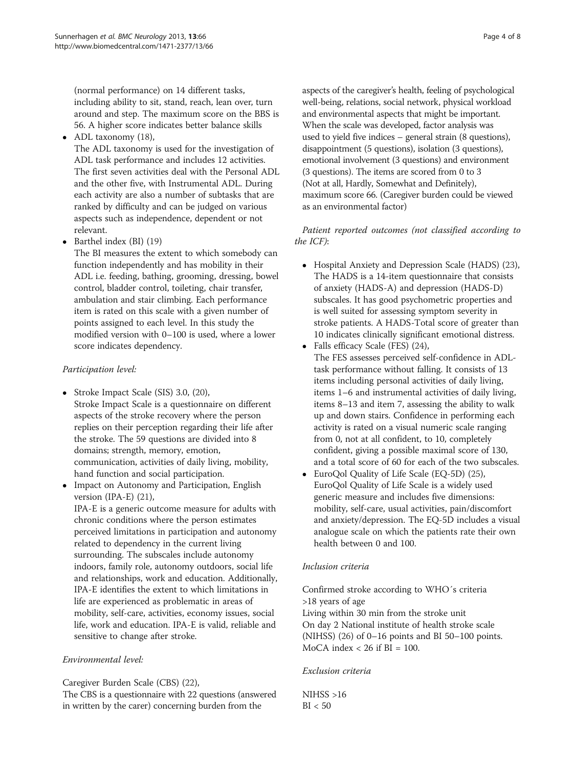(normal performance) on 14 different tasks, including ability to sit, stand, reach, lean over, turn around and step. The maximum score on the BBS is 56. A higher score indicates better balance skills

- ADL taxonomy (18),
  The ADL taxonomy is used for the investigation of ADL task performance and includes 12 activities. The first seven activities deal with the Personal ADL and the other five, with Instrumental ADL. During each activity are also a number of subtasks that are ranked by difficulty and can be judged on various aspects such as independence, dependent or not relevant.
- Barthel index (BI) (19)
  The BI measures the extent to which somebody can function independently and has mobility in their ADL i.e. feeding, bathing, grooming, dressing, bowel control, bladder control, toileting, chair transfer, ambulation and stair climbing. Each performance item is rated on this scale with a given number of points assigned to each level. In this study the modified version with 0–100 is used, where a lower score indicates dependency.

*Participation level:*

- Stroke Impact Scale (SIS) 3.0, (20),
  Stroke Impact Scale is a questionnaire on different aspects of the stroke recovery where the person replies on their perception regarding their life after the stroke. The 59 questions are divided into 8 domains; strength, memory, emotion, communication, activities of daily living, mobility, hand function and social participation.
- Impact on Autonomy and Participation, English version (IPA-E) (21),
  IPA-E is a generic outcome measure for adults with chronic conditions where the person estimates perceived limitations in participation and autonomy related to dependency in the current living surrounding. The subscales include autonomy indoors, family role, autonomy outdoors, social life and relationships, work and education. Additionally, IPA-E identifies the extent to which limitations in life are experienced as problematic in areas of mobility, self-care, activities, economy issues, social life, work and education. IPA-E is valid, reliable and sensitive to change after stroke.

*Environmental level:*

Caregiver Burden Scale (CBS) (22),
The CBS is a questionnaire with 22 questions (answered in written by the carer) concerning burden from the aspects of the caregiver's health, feeling of psychological well-being, relations, social network, physical workload and environmental aspects that might be important. When the scale was developed, factor analysis was used to yield five indices – general strain (8 questions), disappointment (5 questions), isolation (3 questions), emotional involvement (3 questions) and environment (3 questions). The items are scored from 0 to 3 (Not at all, Hardly, Somewhat and Definitely), maximum score 66. (Caregiver burden could be viewed as an environmental factor)

*Patient reported outcomes (not classified according to the ICF)*:

- Hospital Anxiety and Depression Scale (HADS) (23), The HADS is a 14-item questionnaire that consists of anxiety (HADS-A) and depression (HADS-D) subscales. It has good psychometric properties and is well suited for assessing symptom severity in stroke patients. A HADS-Total score of greater than 10 indicates clinically significant emotional distress.
- Falls efficacy Scale (FES) (24),
  The FES assesses perceived self-confidence in ADL-task performance without falling. It consists of 13 items including personal activities of daily living, items 1–6 and instrumental activities of daily living, items 8–13 and item 7, assessing the ability to walk up and down stairs. Confidence in performing each activity is rated on a visual numeric scale ranging from 0, not at all confident, to 10, completely confident, giving a possible maximal score of 130, and a total score of 60 for each of the two subscales.
- EuroQol Quality of Life Scale (EQ-5D) (25),
  EuroQol Quality of Life Scale is a widely used generic measure and includes five dimensions: mobility, self-care, usual activities, pain/discomfort and anxiety/depression. The EQ-5D includes a visual analogue scale on which the patients rate their own health between 0 and 100.

*Inclusion criteria*

Confirmed stroke according to WHO´s criteria
>18 years of age
Living within 30 min from the stroke unit
On day 2 National institute of health stroke scale (NIHSS) (26) of 0–16 points and BI 50–100 points.
MoCA index < 26 if BI = 100.

*Exclusion criteria*

NIHSS >16
BI < 50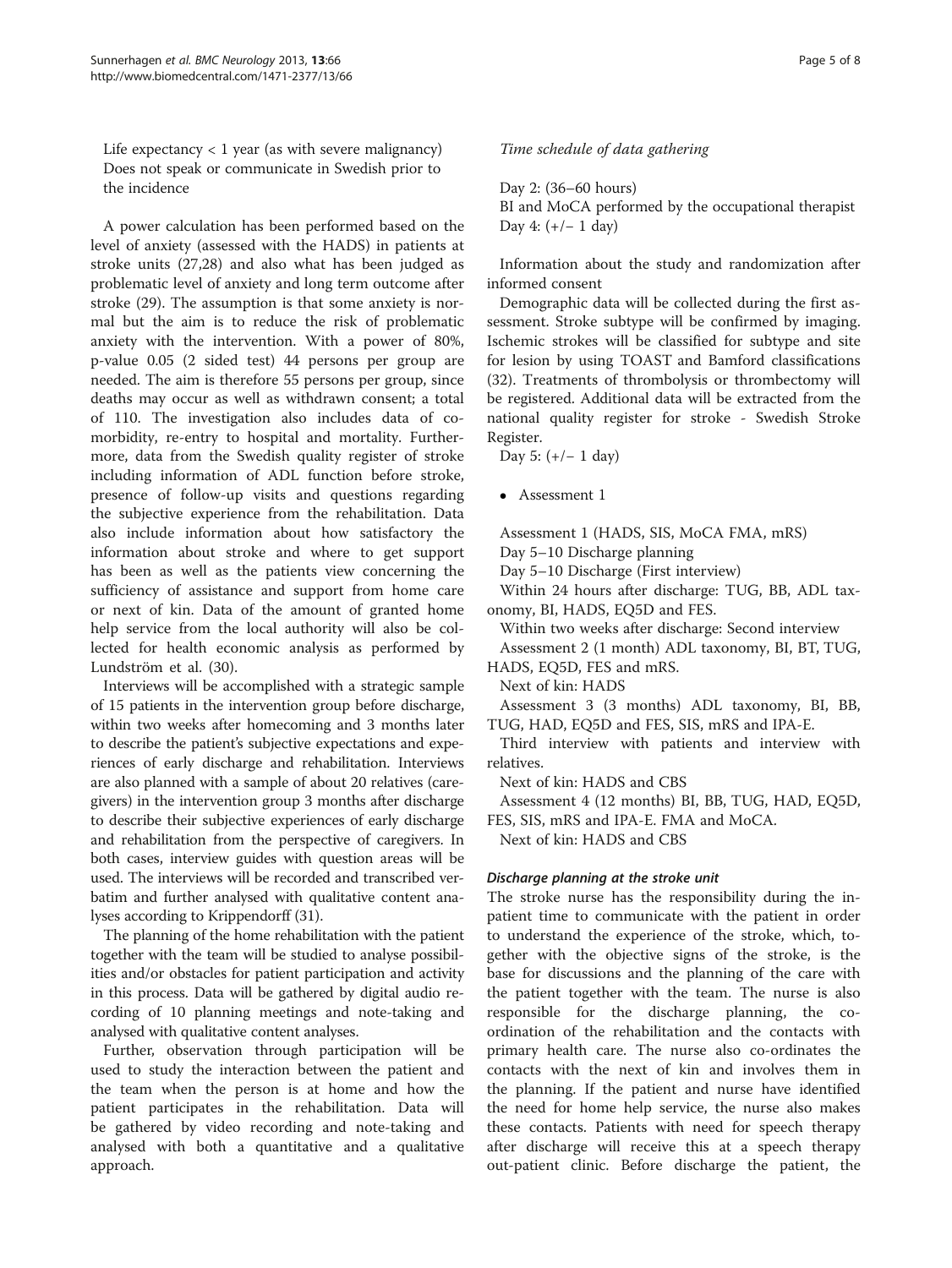Life expectancy < 1 year (as with severe malignancy)
Does not speak or communicate in Swedish prior to the incidence

A power calculation has been performed based on the level of anxiety (assessed with the HADS) in patients at stroke units (27,28) and also what has been judged as problematic level of anxiety and long term outcome after stroke (29). The assumption is that some anxiety is normal but the aim is to reduce the risk of problematic anxiety with the intervention. With a power of 80%, p-value 0.05 (2 sided test) 44 persons per group are needed. The aim is therefore 55 persons per group, since deaths may occur as well as withdrawn consent; a total of 110. The investigation also includes data of co-morbidity, re-entry to hospital and mortality. Furthermore, data from the Swedish quality register of stroke including information of ADL function before stroke, presence of follow-up visits and questions regarding the subjective experience from the rehabilitation. Data also include information about how satisfactory the information about stroke and where to get support has been as well as the patients view concerning the sufficiency of assistance and support from home care or next of kin. Data of the amount of granted home help service from the local authority will also be collected for health economic analysis as performed by Lundström et al. (30).

Interviews will be accomplished with a strategic sample of 15 patients in the intervention group before discharge, within two weeks after homecoming and 3 months later to describe the patient's subjective expectations and experiences of early discharge and rehabilitation. Interviews are also planned with a sample of about 20 relatives (caregivers) in the intervention group 3 months after discharge to describe their subjective experiences of early discharge and rehabilitation from the perspective of caregivers. In both cases, interview guides with question areas will be used. The interviews will be recorded and transcribed verbatim and further analysed with qualitative content analyses according to Krippendorff (31).

The planning of the home rehabilitation with the patient together with the team will be studied to analyse possibilities and/or obstacles for patient participation and activity in this process. Data will be gathered by digital audio recording of 10 planning meetings and note-taking and analysed with qualitative content analyses.

Further, observation through participation will be used to study the interaction between the patient and the team when the person is at home and how the patient participates in the rehabilitation. Data will be gathered by video recording and note-taking and analysed with both a quantitative and a qualitative approach.

*Time schedule of data gathering*

Day 2: (36–60 hours)
BI and MoCA performed by the occupational therapist
Day 4: (+/− 1 day)

Information about the study and randomization after informed consent

Demographic data will be collected during the first assessment. Stroke subtype will be confirmed by imaging. Ischemic strokes will be classified for subtype and site for lesion by using TOAST and Bamford classifications (32). Treatments of thrombolysis or thrombectomy will be registered. Additional data will be extracted from the national quality register for stroke - Swedish Stroke Register.

Day 5: (+/− 1 day)

- Assessment 1

Assessment 1 (HADS, SIS, MoCA FMA, mRS)
Day 5–10 Discharge planning
Day 5–10 Discharge (First interview)
Within 24 hours after discharge: TUG, BB, ADL taxonomy, BI, HADS, EQ5D and FES.
Within two weeks after discharge: Second interview
Assessment 2 (1 month) ADL taxonomy, BI, BT, TUG, HADS, EQ5D, FES and mRS.
Next of kin: HADS
Assessment 3 (3 months) ADL taxonomy, BI, BB, TUG, HAD, EQ5D and FES, SIS, mRS and IPA-E.
Third interview with patients and interview with relatives.
Next of kin: HADS and CBS
Assessment 4 (12 months) BI, BB, TUG, HAD, EQ5D, FES, SIS, mRS and IPA-E. FMA and MoCA.
Next of kin: HADS and CBS

#### Discharge planning at the stroke unit

The stroke nurse has the responsibility during the in-patient time to communicate with the patient in order to understand the experience of the stroke, which, together with the objective signs of the stroke, is the base for discussions and the planning of the care with the patient together with the team. The nurse is also responsible for the discharge planning, the co-ordination of the rehabilitation and the contacts with primary health care. The nurse also co-ordinates the contacts with the next of kin and involves them in the planning. If the patient and nurse have identified the need for home help service, the nurse also makes these contacts. Patients with need for speech therapy after discharge will receive this at a speech therapy out-patient clinic. Before discharge the patient, the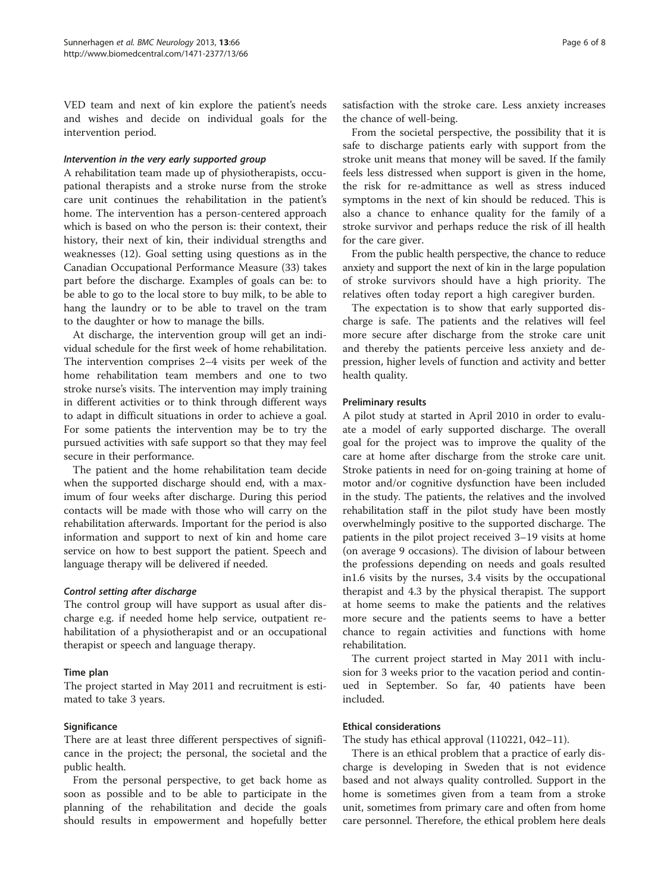VED team and next of kin explore the patient's needs and wishes and decide on individual goals for the intervention period.

#### *Intervention in the very early supported group*

A rehabilitation team made up of physiotherapists, occupational therapists and a stroke nurse from the stroke care unit continues the rehabilitation in the patient's home. The intervention has a person-centered approach which is based on who the person is: their context, their history, their next of kin, their individual strengths and weaknesses (12). Goal setting using questions as in the Canadian Occupational Performance Measure (33) takes part before the discharge. Examples of goals can be: to be able to go to the local store to buy milk, to be able to hang the laundry or to be able to travel on the tram to the daughter or how to manage the bills.

At discharge, the intervention group will get an individual schedule for the first week of home rehabilitation. The intervention comprises 2–4 visits per week of the home rehabilitation team members and one to two stroke nurse's visits. The intervention may imply training in different activities or to think through different ways to adapt in difficult situations in order to achieve a goal. For some patients the intervention may be to try the pursued activities with safe support so that they may feel secure in their performance.

The patient and the home rehabilitation team decide when the supported discharge should end, with a maximum of four weeks after discharge. During this period contacts will be made with those who will carry on the rehabilitation afterwards. Important for the period is also information and support to next of kin and home care service on how to best support the patient. Speech and language therapy will be delivered if needed.

#### *Control setting after discharge*

The control group will have support as usual after discharge e.g. if needed home help service, outpatient rehabilitation of a physiotherapist and or an occupational therapist or speech and language therapy.

### Time plan

The project started in May 2011 and recruitment is estimated to take 3 years.

### Significance

There are at least three different perspectives of significance in the project; the personal, the societal and the public health.

From the personal perspective, to get back home as soon as possible and to be able to participate in the planning of the rehabilitation and decide the goals should results in empowerment and hopefully better satisfaction with the stroke care. Less anxiety increases the chance of well-being.

From the societal perspective, the possibility that it is safe to discharge patients early with support from the stroke unit means that money will be saved. If the family feels less distressed when support is given in the home, the risk for re-admittance as well as stress induced symptoms in the next of kin should be reduced. This is also a chance to enhance quality for the family of a stroke survivor and perhaps reduce the risk of ill health for the care giver.

From the public health perspective, the chance to reduce anxiety and support the next of kin in the large population of stroke survivors should have a high priority. The relatives often today report a high caregiver burden.

The expectation is to show that early supported discharge is safe. The patients and the relatives will feel more secure after discharge from the stroke care unit and thereby the patients perceive less anxiety and depression, higher levels of function and activity and better health quality.

### Preliminary results

A pilot study at started in April 2010 in order to evaluate a model of early supported discharge. The overall goal for the project was to improve the quality of the care at home after discharge from the stroke care unit. Stroke patients in need for on-going training at home of motor and/or cognitive dysfunction have been included in the study. The patients, the relatives and the involved rehabilitation staff in the pilot study have been mostly overwhelmingly positive to the supported discharge. The patients in the pilot project received 3–19 visits at home (on average 9 occasions). The division of labour between the professions depending on needs and goals resulted in1.6 visits by the nurses, 3.4 visits by the occupational therapist and 4.3 by the physical therapist. The support at home seems to make the patients and the relatives more secure and the patients seems to have a better chance to regain activities and functions with home rehabilitation.

The current project started in May 2011 with inclusion for 3 weeks prior to the vacation period and continued in September. So far, 40 patients have been included.

### Ethical considerations

The study has ethical approval (110221, 042–11).

There is an ethical problem that a practice of early discharge is developing in Sweden that is not evidence based and not always quality controlled. Support in the home is sometimes given from a team from a stroke unit, sometimes from primary care and often from home care personnel. Therefore, the ethical problem here deals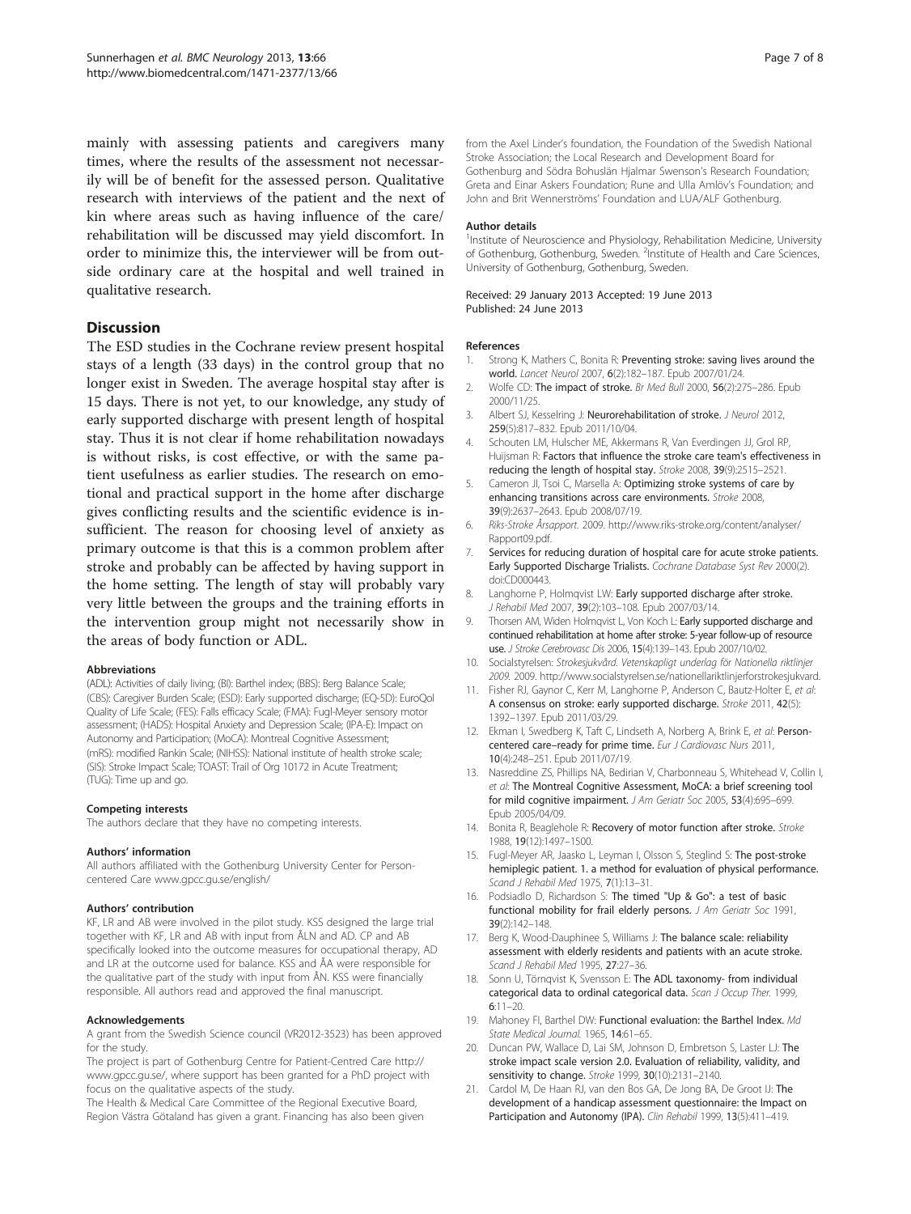mainly with assessing patients and caregivers many times, where the results of the assessment not necessarily will be of benefit for the assessed person. Qualitative research with interviews of the patient and the next of kin where areas such as having influence of the care/rehabilitation will be discussed may yield discomfort. In order to minimize this, the interviewer will be from outside ordinary care at the hospital and well trained in qualitative research.

## Discussion

The ESD studies in the Cochrane review present hospital stays of a length (33 days) in the control group that no longer exist in Sweden. The average hospital stay after is 15 days. There is not yet, to our knowledge, any study of early supported discharge with present length of hospital stay. Thus it is not clear if home rehabilitation nowadays is without risks, is cost effective, or with the same patient usefulness as earlier studies. The research on emotional and practical support in the home after discharge gives conflicting results and the scientific evidence is insufficient. The reason for choosing level of anxiety as primary outcome is that this is a common problem after stroke and probably can be affected by having support in the home setting. The length of stay will probably vary very little between the groups and the training efforts in the intervention group might not necessarily show in the areas of body function or ADL.

#### Abbreviations

(ADL): Activities of daily living; (BI): Barthel index; (BBS): Berg Balance Scale; (CBS): Caregiver Burden Scale; (ESD): Early supported discharge; (EQ-5D): EuroQol Quality of Life Scale; (FES): Falls efficacy Scale; (FMA): Fugl-Meyer sensory motor assessment; (HADS): Hospital Anxiety and Depression Scale; (IPA-E): Impact on Autonomy and Participation; (MoCA): Montreal Cognitive Assessment; (mRS): modified Rankin Scale; (NIHSS): National institute of health stroke scale; (SIS): Stroke Impact Scale; TOAST: Trail of Org 10172 in Acute Treatment; (TUG): Time up and go.

#### Competing interests

The authors declare that they have no competing interests.

#### Authors' information

All authors affiliated with the Gothenburg University Center for Person-centered Care www.gpcc.gu.se/english/

#### Authors' contribution

KF, LR and AB were involved in the pilot study. KSS designed the large trial together with KF, LR and AB with input from ÅLN and AD. CP and AB specifically looked into the outcome measures for occupational therapy, AD and LR at the outcome used for balance. KSS and ÅA were responsible for the qualitative part of the study with input from ÅN. KSS was financially responsible. All authors read and approved the final manuscript.

#### Acknowledgements

A grant from the Swedish Science council (VR2012-3523) has been approved for the study.

The project is part of Gothenburg Centre for Patient-Centred Care http://www.gpcc.gu.se/, where support has been granted for a PhD project with focus on the qualitative aspects of the study.

The Health & Medical Care Committee of the Regional Executive Board, Region Västra Götaland has given a grant. Financing has also been given from the Axel Linder's foundation, the Foundation of the Swedish National Stroke Association; the Local Research and Development Board for Gothenburg and Södra Bohuslän Hjalmar Swenson's Research Foundation; Greta and Einar Askers Foundation; Rune and Ulla Amlöv's Foundation; and John and Brit Wennerströms' Foundation and LUA/ALF Gothenburg.

#### Author details

[1]Institute of Neuroscience and Physiology, Rehabilitation Medicine, University of Gothenburg, Gothenburg, Sweden. [2]Institute of Health and Care Sciences, University of Gothenburg, Gothenburg, Sweden.

Received: 29 January 2013 Accepted: 19 June 2013
Published: 24 June 2013

#### References

1. Strong K, Mathers C, Bonita R: **Preventing stroke: saving lives around the world.** *Lancet Neurol* 2007, 6(2):182–187. Epub 2007/01/24.
2. Wolfe CD: **The impact of stroke.** *Br Med Bull* 2000, 56(2):275–286. Epub 2000/11/25.
3. Albert SJ, Kesselring J: **Neurorehabilitation of stroke.** *J Neurol* 2012, 259(5):817–832. Epub 2011/10/04.
4. Schouten LM, Hulscher ME, Akkermans R, Van Everdingen JJ, Grol RP, Huijsman R: **Factors that influence the stroke care team's effectiveness in reducing the length of hospital stay.** *Stroke* 2008, 39(9):2515–2521.
5. Cameron JI, Tsoi C, Marsella A: **Optimizing stroke systems of care by enhancing transitions across care environments.** *Stroke* 2008, 39(9):2637–2643. Epub 2008/07/19.
6. *Riks-Stroke Årsapport*. 2009. http://www.riks-stroke.org/content/analyser/Rapport09.pdf.
7. **Services for reducing duration of hospital care for acute stroke patients. Early Supported Discharge Trialists.** *Cochrane Database Syst Rev* 2000(2). doi:CD000443.
8. Langhorne P, Holmqvist LW: **Early supported discharge after stroke.** *J Rehabil Med* 2007, 39(2):103–108. Epub 2007/03/14.
9. Thorsen AM, Widen Holmqvist L, Von Koch L: **Early supported discharge and continued rehabilitation at home after stroke: 5-year follow-up of resource use.** *J Stroke Cerebrovasc Dis* 2006, 15(4):139–143. Epub 2007/10/02.
10. Socialstyrelsen: *Strokesjukvård. Vetenskapligt underlag för Nationella riktlinjer 2009.* 2009. http://www.socialstyrelsen.se/nationellariktlinjerforstrokesjukvard.
11. Fisher RJ, Gaynor C, Kerr M, Langhorne P, Anderson C, Bautz-Holter E, *et al*: **A consensus on stroke: early supported discharge.** *Stroke* 2011, 42(5): 1392–1397. Epub 2011/03/29.
12. Ekman I, Swedberg K, Taft C, Lindseth A, Norberg A, Brink E, *et al*: **Person-centered care–ready for prime time.** *Eur J Cardiovasc Nurs* 2011, 10(4):248–251. Epub 2011/07/19.
13. Nasreddine ZS, Phillips NA, Bedirian V, Charbonneau S, Whitehead V, Collin I, *et al*: **The Montreal Cognitive Assessment, MoCA: a brief screening tool for mild cognitive impairment.** *J Am Geriatr Soc* 2005, 53(4):695–699. Epub 2005/04/09.
14. Bonita R, Beaglehole R: **Recovery of motor function after stroke.** *Stroke* 1988, 19(12):1497–1500.
15. Fugl-Meyer AR, Jaasko L, Leyman I, Olsson S, Steglind S: **The post-stroke hemiplegic patient. 1. a method for evaluation of physical performance.** *Scand J Rehabil Med* 1975, 7(1):13–31.
16. Podsiadlo D, Richardson S: **The timed "Up & Go": a test of basic functional mobility for frail elderly persons.** *J Am Geriatr Soc* 1991, 39(2):142–148.
17. Berg K, Wood-Dauphinee S, Williams J: **The balance scale: reliability assessment with elderly residents and patients with an acute stroke.** *Scand J Rehabil Med* 1995, 27:27–36.
18. Sonn U, Törnqvist K, Svensson E: **The ADL taxonomy- from individual categorical data to ordinal categorical data.** *Scan J Occup Ther.* 1999, 6:11–20.
19. Mahoney FI, Barthel DW: **Functional evaluation: the Barthel Index.** *Md State Medical Journal.* 1965, 14:61–65.
20. Duncan PW, Wallace D, Lai SM, Johnson D, Embretson S, Laster LJ: **The stroke impact scale version 2.0. Evaluation of reliability, validity, and sensitivity to change.** *Stroke* 1999, 30(10):2131–2140.
21. Cardol M, De Haan RJ, van den Bos GA, De Jong BA, De Groot IJ: **The development of a handicap assessment questionnaire: the Impact on Participation and Autonomy (IPA).** *Clin Rehabil* 1999, 13(5):411–419.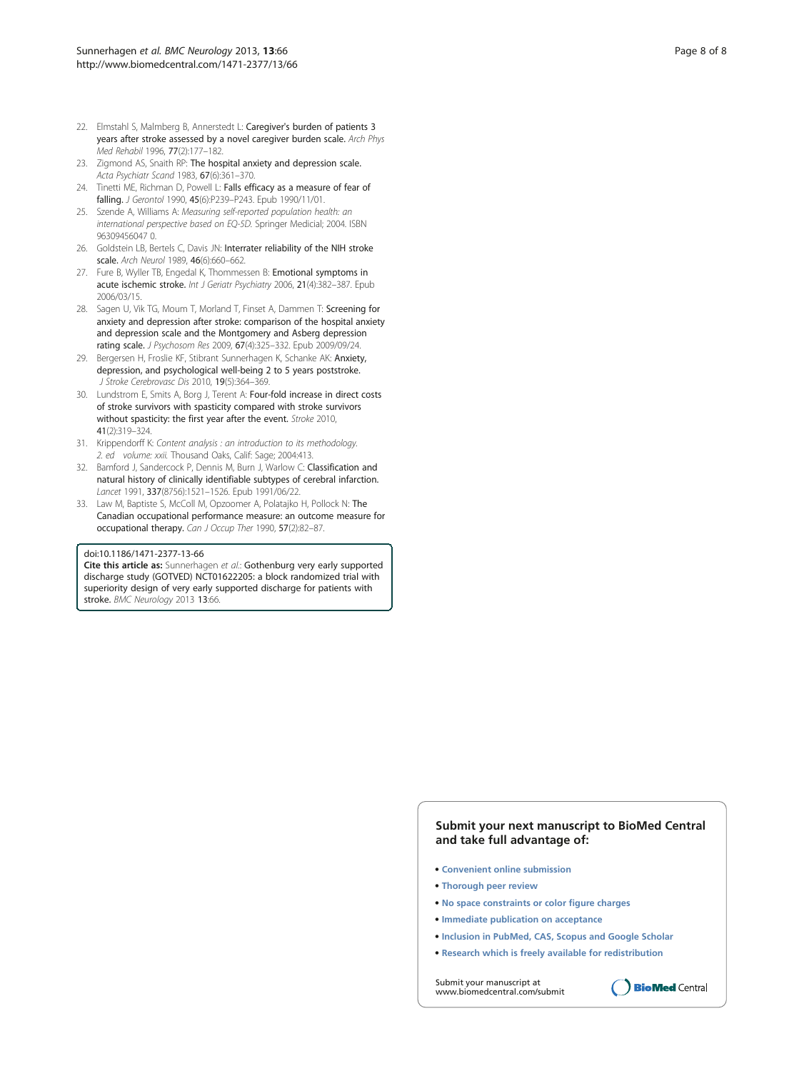22. Elmstahl S, Malmberg B, Annerstedt L: **Caregiver's burden of patients 3 years after stroke assessed by a novel caregiver burden scale.** *Arch Phys Med Rehabil* 1996, **77**(2):177–182.
23. Zigmond AS, Snaith RP: **The hospital anxiety and depression scale.** *Acta Psychiatr Scand* 1983, **67**(6):361–370.
24. Tinetti ME, Richman D, Powell L: **Falls efficacy as a measure of fear of falling.** *J Gerontol* 1990, **45**(6):P239–P243. Epub 1990/11/01.
25. Szende A, Williams A: *Measuring self-reported population health: an international perspective based on EQ-5D.* Springer Medicial; 2004. ISBN 96309456047 0.
26. Goldstein LB, Bertels C, Davis JN: **Interrater reliability of the NIH stroke scale.** *Arch Neurol* 1989, **46**(6):660–662.
27. Fure B, Wyller TB, Engedal K, Thommessen B: **Emotional symptoms in acute ischemic stroke.** *Int J Geriatr Psychiatry* 2006, **21**(4):382–387. Epub 2006/03/15.
28. Sagen U, Vik TG, Moum T, Morland T, Finset A, Dammen T: **Screening for anxiety and depression after stroke: comparison of the hospital anxiety and depression scale and the Montgomery and Asberg depression rating scale.** *J Psychosom Res* 2009, **67**(4):325–332. Epub 2009/09/24.
29. Bergersen H, Froslie KF, Stibrant Sunnerhagen K, Schanke AK: **Anxiety, depression, and psychological well-being 2 to 5 years poststroke.** *J Stroke Cerebrovasc Dis* 2010, **19**(5):364–369.
30. Lundstrom E, Smits A, Borg J, Terent A: **Four-fold increase in direct costs of stroke survivors with spasticity compared with stroke survivors without spasticity: the first year after the event.** *Stroke* 2010, **41**(2):319–324.
31. Krippendorff K: *Content analysis : an introduction to its methodology. 2. ed volume: xxii.* Thousand Oaks, Calif: Sage; 2004:413.
32. Bamford J, Sandercock P, Dennis M, Burn J, Warlow C: **Classification and natural history of clinically identifiable subtypes of cerebral infarction.** *Lancet* 1991, **337**(8756):1521–1526. Epub 1991/06/22.
33. Law M, Baptiste S, McColl M, Opzoomer A, Polatajko H, Pollock N: **The Canadian occupational performance measure: an outcome measure for occupational therapy.** *Can J Occup Ther* 1990, **57**(2):82–87.

doi:10.1186/1471-2377-13-66

**Cite this article as:** Sunnerhagen *et al.*: Gothenburg very early supported discharge study (GOTVED) NCT01622205: a block randomized trial with superiority design of very early supported discharge for patients with stroke. *BMC Neurology* 2013 13:66.

**Submit your next manuscript to BioMed Central and take full advantage of:**

- **Convenient online submission**
- **Thorough peer review**
- **No space constraints or color figure charges**
- **Immediate publication on acceptance**
- **Inclusion in PubMed, CAS, Scopus and Google Scholar**
- **Research which is freely available for redistribution**

Submit your manuscript at
www.biomedcentral.com/submit

BioMed Central